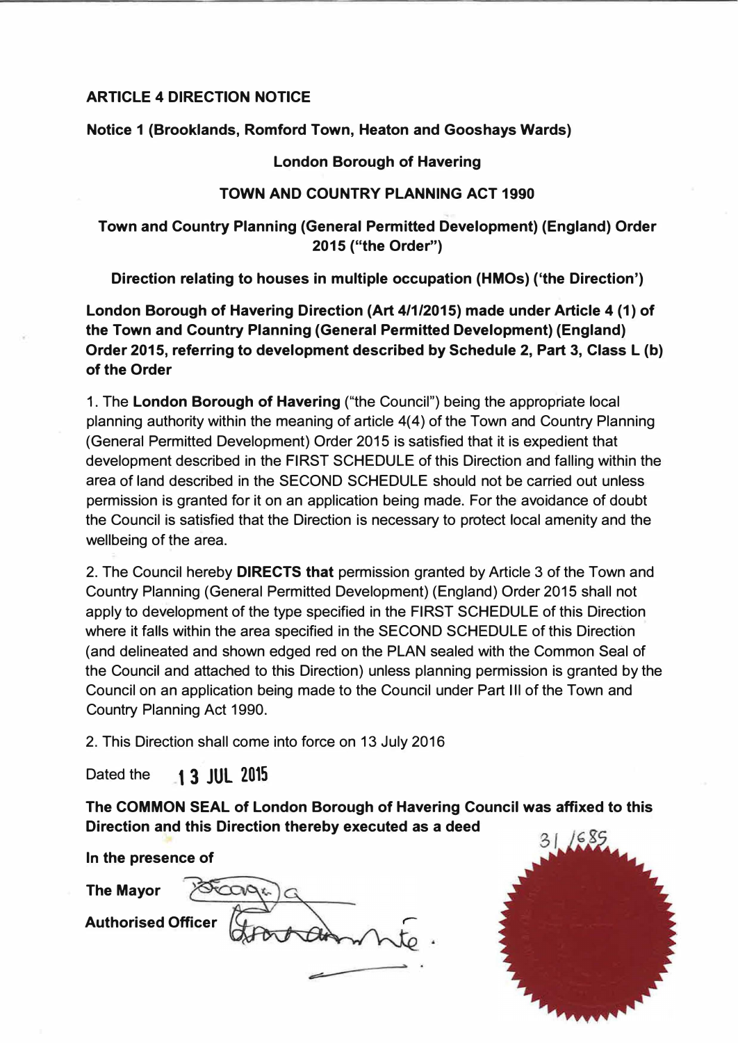**ARTICLE 4 DIRECTION NOTICE**

**Notice 1 (Brooklands, Romford Town, Heaton and Gooshays Wards)**

**London Borough of Havering**

**TOWN AND COUNTRY PLANNING ACT 1990**

**Town and Country Planning (General Permitted Development) (England) Order 2015 ("the Order")**

**Direction relating to houses in multiple occupation (HMOs) ('the Direction')**

**London Borough of Havering Direction (Art 4/1/2015) made under Article 4 (1) of the Town and Country Planning (General Permitted Development) (England) Order 2015, referring to development described by Schedule 2, Part 3, Class L (b) of the Order**

1. The **London Borough of Havering** ("the Council") being the appropriate local planning authority within the meaning of article 4(4) of the Town and Country Planning (General Permitted Development) Order 2015 is satisfied that it is expedient that development described in the FIRST SCHEDULE of this Direction and falling within the area of land described in the SECOND SCHEDULE should not be carried out unless permission is granted for it on an application being made. For the avoidance of doubt the Council is satisfied that the Direction is necessary to protect local amenity and the wellbeing of the area.

2. The Council hereby **DIRECTS that** permission granted by Article 3 of the Town and Country Planning (General Permitted Development) (England) Order 2015 shall not apply to development of the type specified in the FIRST SCHEDULE of this Direction where it falls within the area specified in the SECOND SCHEDULE of this Direction (and delineated and shown edged red on the PLAN sealed with the Common Seal of the Council and attached to this Direction) unless planning permission is granted by the Council on an application being made to the Council under Part III of the Town and Country Planning Act 1990.

2. This Direction shall come into force on 13 July 2016

Dated the 13 JUL 2015

**The COMMON SEAL of London Borough of Havering Council was affixed to this Direction and this Direction thereby executed as a deed**

31/685

**In the presence of**

**The Mayor**

**Authorised Officer**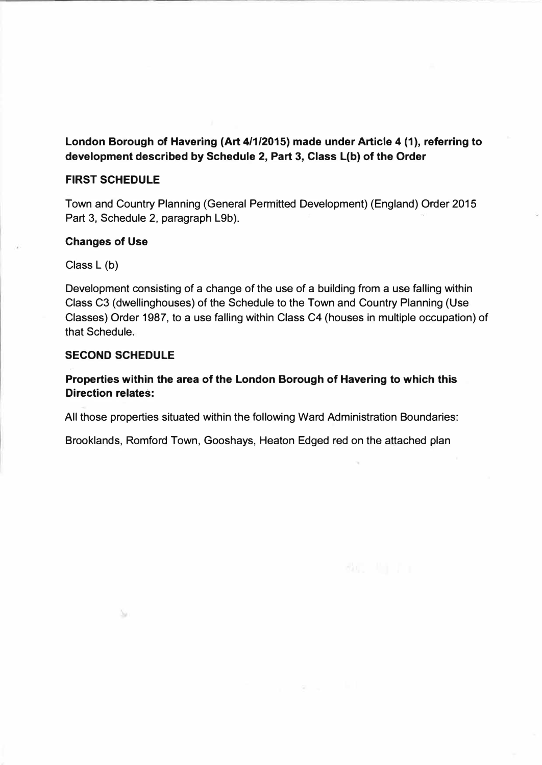**London Borough of Havering (Art 4/1/2015) made under Article 4 (1), referring to development described by Schedule 2, Part 3, Class L(b) of the Order**

**FIRST SCHEDULE**

Town and Country Planning (General Permitted Development) (England) Order 2015 Part 3, Schedule 2, paragraph L9b).

**Changes of Use**

Class L (b)

Development consisting of a change of the use of a building from a use falling within Class C3 (dwellinghouses) of the Schedule to the Town and Country Planning (Use Classes) Order 1987, to a use falling within Class C4 (houses in multiple occupation) of that Schedule.

**SECOND SCHEDULE**

**Properties within the area of the London Borough of Havering to which this Direction relates:**

All those properties situated within the following Ward Administration Boundaries:

Brooklands, Romford Town, Gooshays, Heaton Edged red on the attached plan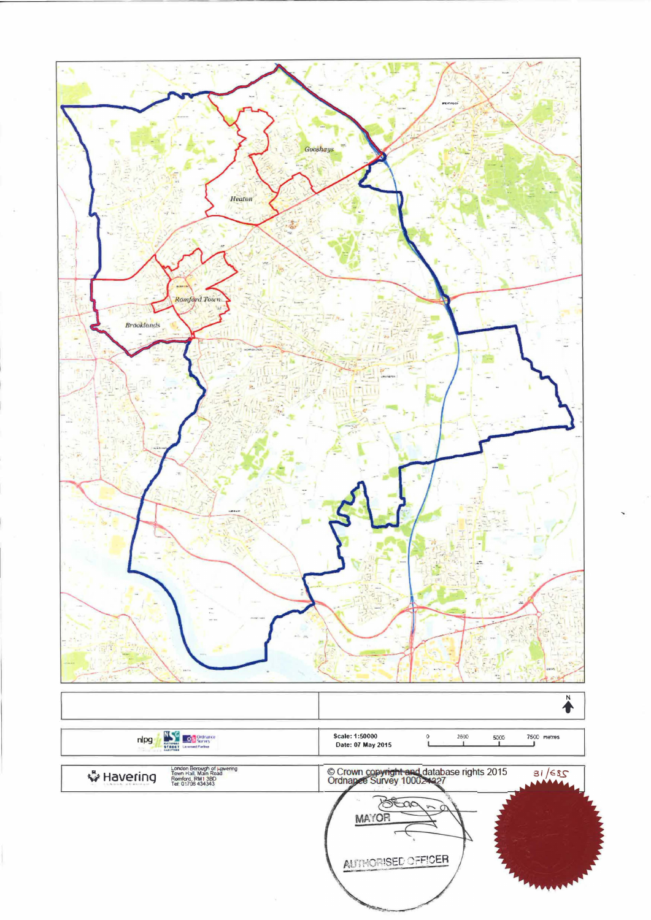Gooshays

Heaton

Romford Town

Brooklands

N

nlpg NATIONAL STREET GAZETTEER Ordnance Survey Licensed Partner

Scale: 1:50000
Date: 07 May 2015

0 2500 5000 7500 metres

Havering LONDON BOROUGH

London Borough of Havering
Town Hall, Main Road
Romford, RM1 3BD
Tel: 01708 434343

© Crown copyright and database rights 2015 Ordnance Survey 100024327

31/685

MAYOR

AUTHORISED OFFICER